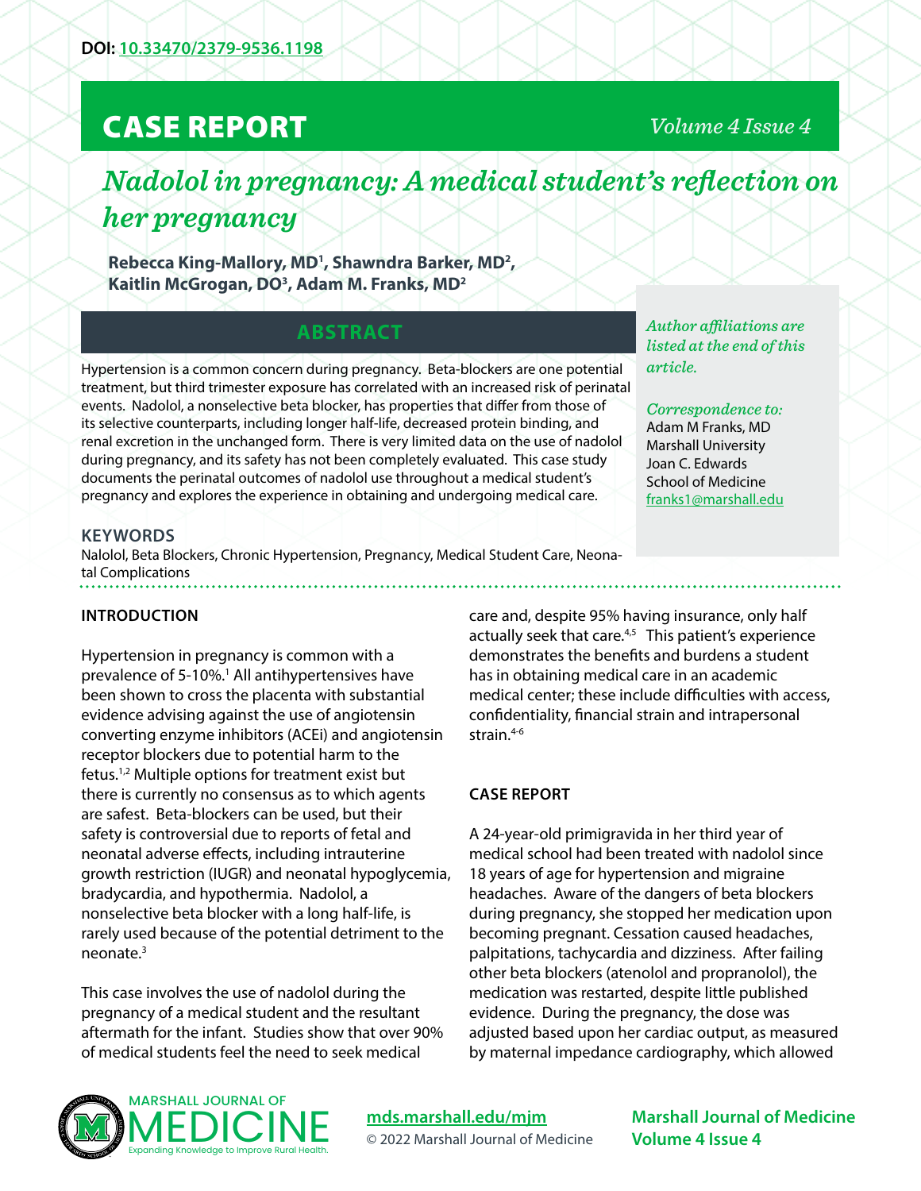DOI: 10.33470/2379-9536.1198

# CASE REPORT

## *Nadolol in pregnancy: A medical student's reflection on her pregnancy*

**Rebecca King-Mallory, MD[1], Shawndra Barker, MD[2], Kaitlin McGrogan, DO[3], Adam M. Franks, MD[2]**

*Author affiliations are listed at the end of this article.*

*Correspondence to:*
Adam M Franks, MD
Marshall University
Joan C. Edwards
School of Medicine
franks1@marshall.edu

### ABSTRACT

Hypertension is a common concern during pregnancy. Beta-blockers are one potential treatment, but third trimester exposure has correlated with an increased risk of perinatal events. Nadolol, a nonselective beta blocker, has properties that differ from those of its selective counterparts, including longer half-life, decreased protein binding, and renal excretion in the unchanged form. There is very limited data on the use of nadolol during pregnancy, and its safety has not been completely evaluated. This case study documents the perinatal outcomes of nadolol use throughout a medical student's pregnancy and explores the experience in obtaining and undergoing medical care.

### KEYWORDS

Nalolol, Beta Blockers, Chronic Hypertension, Pregnancy, Medical Student Care, Neonatal Complications

### INTRODUCTION

Hypertension in pregnancy is common with a prevalence of 5-10%.[1] All antihypertensives have been shown to cross the placenta with substantial evidence advising against the use of angiotensin converting enzyme inhibitors (ACEi) and angiotensin receptor blockers due to potential harm to the fetus.[1,2] Multiple options for treatment exist but there is currently no consensus as to which agents are safest. Beta-blockers can be used, but their safety is controversial due to reports of fetal and neonatal adverse effects, including intrauterine growth restriction (IUGR) and neonatal hypoglycemia, bradycardia, and hypothermia. Nadolol, a nonselective beta blocker with a long half-life, is rarely used because of the potential detriment to the neonate.[3]

This case involves the use of nadolol during the pregnancy of a medical student and the resultant aftermath for the infant. Studies show that over 90% of medical students feel the need to seek medical care and, despite 95% having insurance, only half actually seek that care.[4,5] This patient's experience demonstrates the benefits and burdens a student has in obtaining medical care in an academic medical center; these include difficulties with access, confidentiality, financial strain and intrapersonal strain.[4-6]

### CASE REPORT

A 24-year-old primigravida in her third year of medical school had been treated with nadolol since 18 years of age for hypertension and migraine headaches. Aware of the dangers of beta blockers during pregnancy, she stopped her medication upon becoming pregnant. Cessation caused headaches, palpitations, tachycardia and dizziness. After failing other beta blockers (atenolol and propranolol), the medication was restarted, despite little published evidence. During the pregnancy, the dose was adjusted based upon her cardiac output, as measured by maternal impedance cardiography, which allowed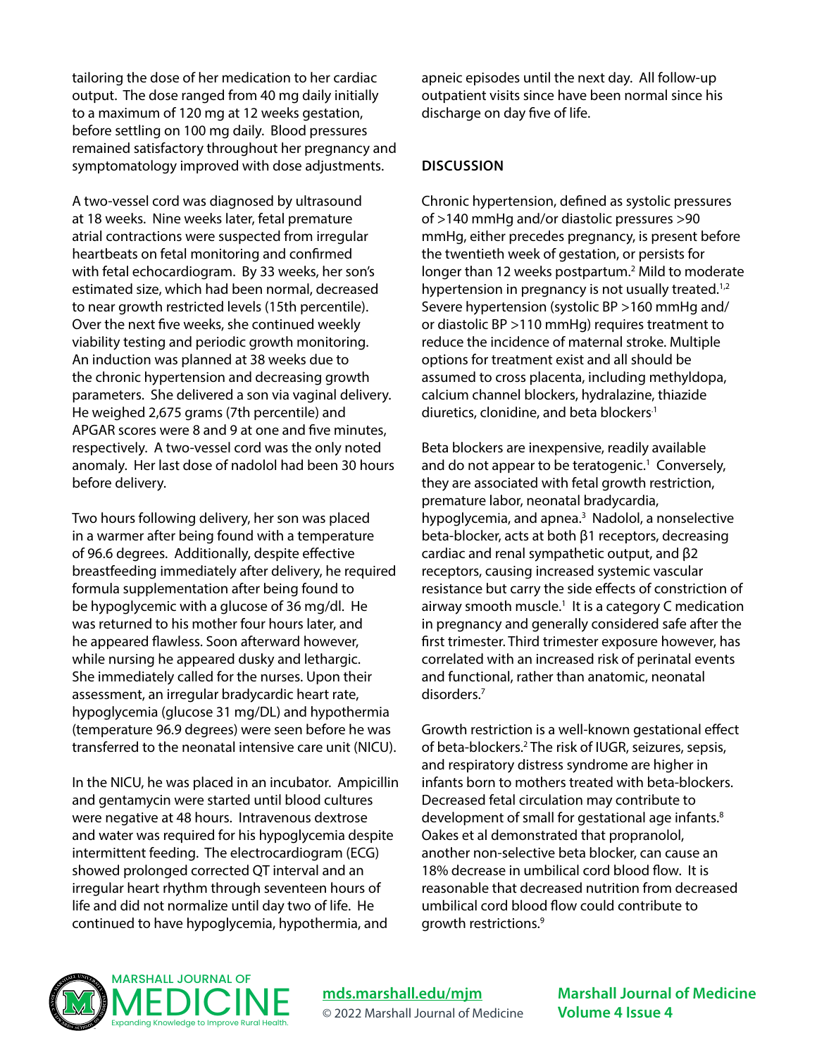tailoring the dose of her medication to her cardiac output. The dose ranged from 40 mg daily initially to a maximum of 120 mg at 12 weeks gestation, before settling on 100 mg daily. Blood pressures remained satisfactory throughout her pregnancy and symptomatology improved with dose adjustments.

A two-vessel cord was diagnosed by ultrasound at 18 weeks. Nine weeks later, fetal premature atrial contractions were suspected from irregular heartbeats on fetal monitoring and confirmed with fetal echocardiogram. By 33 weeks, her son's estimated size, which had been normal, decreased to near growth restricted levels (15th percentile). Over the next five weeks, she continued weekly viability testing and periodic growth monitoring. An induction was planned at 38 weeks due to the chronic hypertension and decreasing growth parameters. She delivered a son via vaginal delivery. He weighed 2,675 grams (7th percentile) and APGAR scores were 8 and 9 at one and five minutes, respectively. A two-vessel cord was the only noted anomaly. Her last dose of nadolol had been 30 hours before delivery.

Two hours following delivery, her son was placed in a warmer after being found with a temperature of 96.6 degrees. Additionally, despite effective breastfeeding immediately after delivery, he required formula supplementation after being found to be hypoglycemic with a glucose of 36 mg/dl. He was returned to his mother four hours later, and he appeared flawless. Soon afterward however, while nursing he appeared dusky and lethargic. She immediately called for the nurses. Upon their assessment, an irregular bradycardic heart rate, hypoglycemia (glucose 31 mg/DL) and hypothermia (temperature 96.9 degrees) were seen before he was transferred to the neonatal intensive care unit (NICU).

In the NICU, he was placed in an incubator. Ampicillin and gentamycin were started until blood cultures were negative at 48 hours. Intravenous dextrose and water was required for his hypoglycemia despite intermittent feeding. The electrocardiogram (ECG) showed prolonged corrected QT interval and an irregular heart rhythm through seventeen hours of life and did not normalize until day two of life. He continued to have hypoglycemia, hypothermia, and apneic episodes until the next day. All follow-up outpatient visits since have been normal since his discharge on day five of life.

## DISCUSSION

Chronic hypertension, defined as systolic pressures of >140 mmHg and/or diastolic pressures >90 mmHg, either precedes pregnancy, is present before the twentieth week of gestation, or persists for longer than 12 weeks postpartum.[2] Mild to moderate hypertension in pregnancy is not usually treated.[1,2] Severe hypertension (systolic BP >160 mmHg and/or diastolic BP >110 mmHg) requires treatment to reduce the incidence of maternal stroke. Multiple options for treatment exist and all should be assumed to cross placenta, including methyldopa, calcium channel blockers, hydralazine, thiazide diuretics, clonidine, and beta blockers.[1]

Beta blockers are inexpensive, readily available and do not appear to be teratogenic.[1] Conversely, they are associated with fetal growth restriction, premature labor, neonatal bradycardia, hypoglycemia, and apnea.[3] Nadolol, a nonselective beta-blocker, acts at both β1 receptors, decreasing cardiac and renal sympathetic output, and β2 receptors, causing increased systemic vascular resistance but carry the side effects of constriction of airway smooth muscle.[1] It is a category C medication in pregnancy and generally considered safe after the first trimester. Third trimester exposure however, has correlated with an increased risk of perinatal events and functional, rather than anatomic, neonatal disorders.[7]

Growth restriction is a well-known gestational effect of beta-blockers.[2] The risk of IUGR, seizures, sepsis, and respiratory distress syndrome are higher in infants born to mothers treated with beta-blockers. Decreased fetal circulation may contribute to development of small for gestational age infants.[8] Oakes et al demonstrated that propranolol, another non-selective beta blocker, can cause an 18% decrease in umbilical cord blood flow. It is reasonable that decreased nutrition from decreased umbilical cord blood flow could contribute to growth restrictions.[9]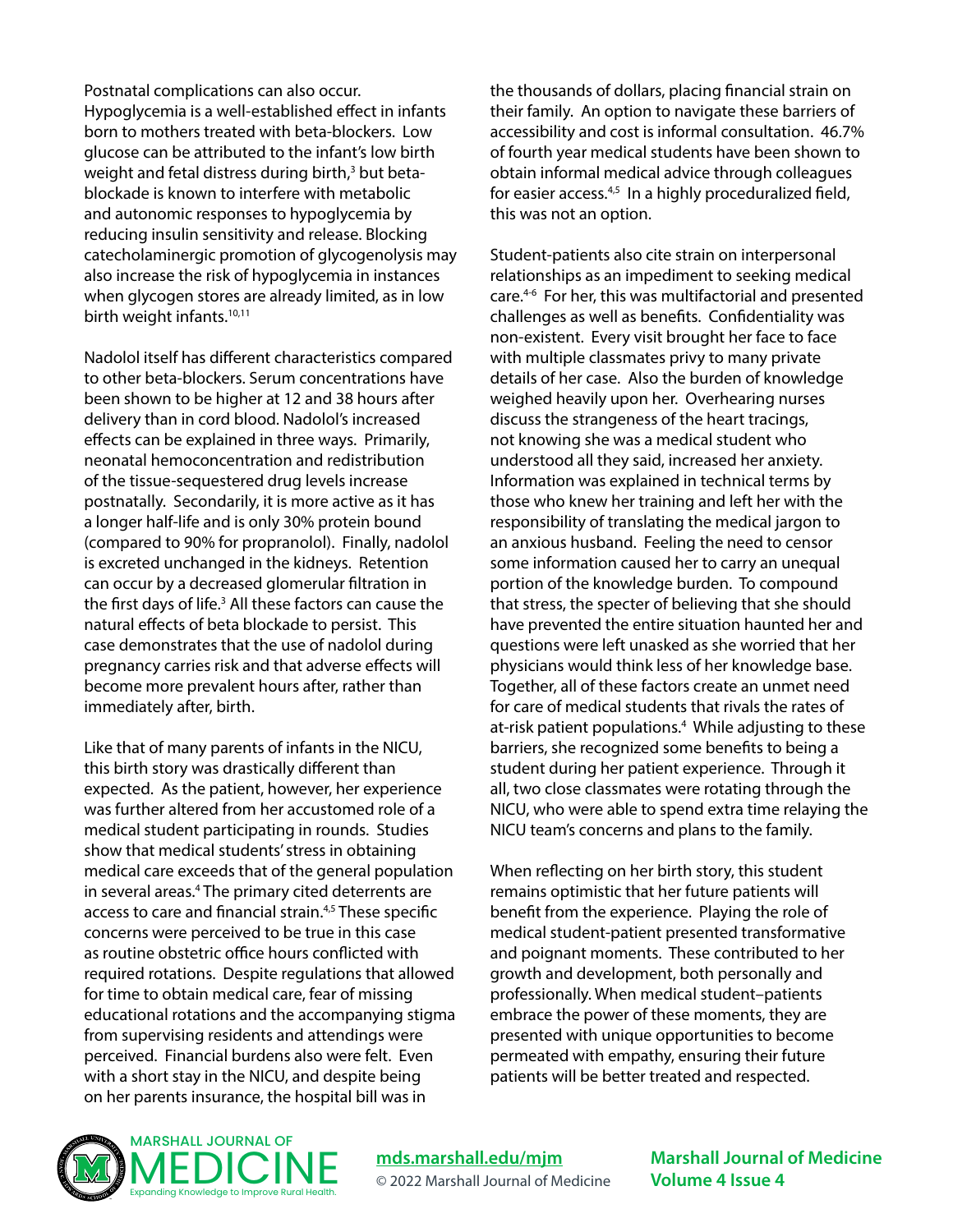Postnatal complications can also occur. Hypoglycemia is a well-established effect in infants born to mothers treated with beta-blockers. Low glucose can be attributed to the infant's low birth weight and fetal distress during birth,[3] but beta-blockade is known to interfere with metabolic and autonomic responses to hypoglycemia by reducing insulin sensitivity and release. Blocking catecholaminergic promotion of glycogenolysis may also increase the risk of hypoglycemia in instances when glycogen stores are already limited, as in low birth weight infants.[10,11]

Nadolol itself has different characteristics compared to other beta-blockers. Serum concentrations have been shown to be higher at 12 and 38 hours after delivery than in cord blood. Nadolol's increased effects can be explained in three ways. Primarily, neonatal hemoconcentration and redistribution of the tissue-sequestered drug levels increase postnatally. Secondarily, it is more active as it has a longer half-life and is only 30% protein bound (compared to 90% for propranolol). Finally, nadolol is excreted unchanged in the kidneys. Retention can occur by a decreased glomerular filtration in the first days of life.[3] All these factors can cause the natural effects of beta blockade to persist. This case demonstrates that the use of nadolol during pregnancy carries risk and that adverse effects will become more prevalent hours after, rather than immediately after, birth.

Like that of many parents of infants in the NICU, this birth story was drastically different than expected. As the patient, however, her experience was further altered from her accustomed role of a medical student participating in rounds. Studies show that medical students' stress in obtaining medical care exceeds that of the general population in several areas.[4] The primary cited deterrents are access to care and financial strain.[4,5] These specific concerns were perceived to be true in this case as routine obstetric office hours conflicted with required rotations. Despite regulations that allowed for time to obtain medical care, fear of missing educational rotations and the accompanying stigma from supervising residents and attendings were perceived. Financial burdens also were felt. Even with a short stay in the NICU, and despite being on her parents insurance, the hospital bill was in the thousands of dollars, placing financial strain on their family. An option to navigate these barriers of accessibility and cost is informal consultation. 46.7% of fourth year medical students have been shown to obtain informal medical advice through colleagues for easier access.[4,5] In a highly proceduralized field, this was not an option.

Student-patients also cite strain on interpersonal relationships as an impediment to seeking medical care.[4-6] For her, this was multifactorial and presented challenges as well as benefits. Confidentiality was non-existent. Every visit brought her face to face with multiple classmates privy to many private details of her case. Also the burden of knowledge weighed heavily upon her. Overhearing nurses discuss the strangeness of the heart tracings, not knowing she was a medical student who understood all they said, increased her anxiety. Information was explained in technical terms by those who knew her training and left her with the responsibility of translating the medical jargon to an anxious husband. Feeling the need to censor some information caused her to carry an unequal portion of the knowledge burden. To compound that stress, the specter of believing that she should have prevented the entire situation haunted her and questions were left unasked as she worried that her physicians would think less of her knowledge base. Together, all of these factors create an unmet need for care of medical students that rivals the rates of at-risk patient populations.[4] While adjusting to these barriers, she recognized some benefits to being a student during her patient experience. Through it all, two close classmates were rotating through the NICU, who were able to spend extra time relaying the NICU team's concerns and plans to the family.

When reflecting on her birth story, this student remains optimistic that her future patients will benefit from the experience. Playing the role of medical student-patient presented transformative and poignant moments. These contributed to her growth and development, both personally and professionally. When medical student–patients embrace the power of these moments, they are presented with unique opportunities to become permeated with empathy, ensuring their future patients will be better treated and respected.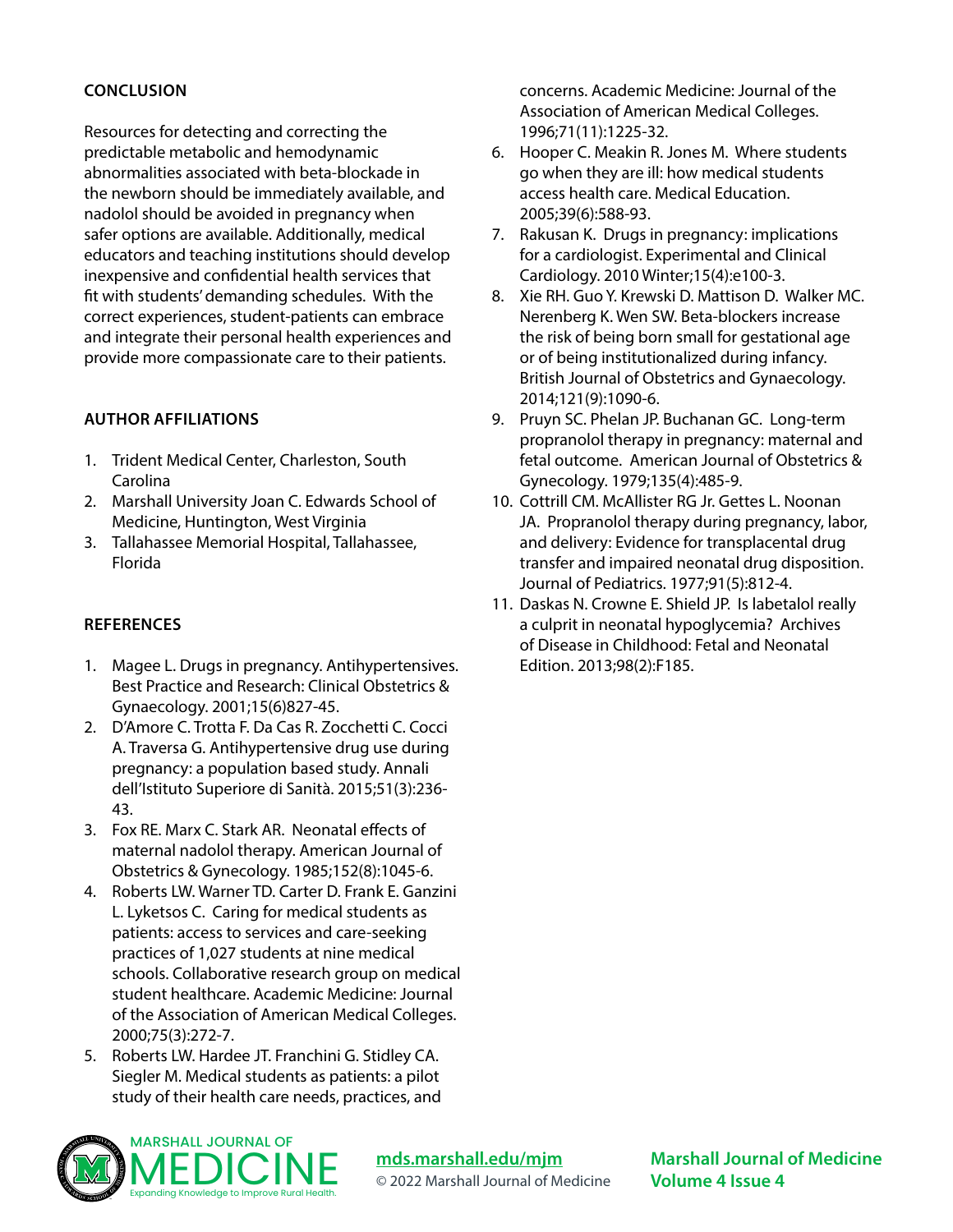## CONCLUSION

Resources for detecting and correcting the predictable metabolic and hemodynamic abnormalities associated with beta-blockade in the newborn should be immediately available, and nadolol should be avoided in pregnancy when safer options are available. Additionally, medical educators and teaching institutions should develop inexpensive and confidential health services that fit with students' demanding schedules. With the correct experiences, student-patients can embrace and integrate their personal health experiences and provide more compassionate care to their patients.

## AUTHOR AFFILIATIONS

1. Trident Medical Center, Charleston, South Carolina
2. Marshall University Joan C. Edwards School of Medicine, Huntington, West Virginia
3. Tallahassee Memorial Hospital, Tallahassee, Florida

## REFERENCES

1. Magee L. Drugs in pregnancy. Antihypertensives. Best Practice and Research: Clinical Obstetrics & Gynaecology. 2001;15(6)827-45.
2. D'Amore C. Trotta F. Da Cas R. Zocchetti C. Cocci A. Traversa G. Antihypertensive drug use during pregnancy: a population based study. Annali dell'Istituto Superiore di Sanità. 2015;51(3):236-43.
3. Fox RE. Marx C. Stark AR. Neonatal effects of maternal nadolol therapy. American Journal of Obstetrics & Gynecology. 1985;152(8):1045-6.
4. Roberts LW. Warner TD. Carter D. Frank E. Ganzini L. Lyketsos C. Caring for medical students as patients: access to services and care-seeking practices of 1,027 students at nine medical schools. Collaborative research group on medical student healthcare. Academic Medicine: Journal of the Association of American Medical Colleges. 2000;75(3):272-7.
5. Roberts LW. Hardee JT. Franchini G. Stidley CA. Siegler M. Medical students as patients: a pilot study of their health care needs, practices, and concerns. Academic Medicine: Journal of the Association of American Medical Colleges. 1996;71(11):1225-32.
6. Hooper C. Meakin R. Jones M. Where students go when they are ill: how medical students access health care. Medical Education. 2005;39(6):588-93.
7. Rakusan K. Drugs in pregnancy: implications for a cardiologist. Experimental and Clinical Cardiology. 2010 Winter;15(4):e100-3.
8. Xie RH. Guo Y. Krewski D. Mattison D. Walker MC. Nerenberg K. Wen SW. Beta-blockers increase the risk of being born small for gestational age or of being institutionalized during infancy. British Journal of Obstetrics and Gynaecology. 2014;121(9):1090-6.
9. Pruyn SC. Phelan JP. Buchanan GC. Long-term propranolol therapy in pregnancy: maternal and fetal outcome. American Journal of Obstetrics & Gynecology. 1979;135(4):485-9.
10. Cottrill CM. McAllister RG Jr. Gettes L. Noonan JA. Propranolol therapy during pregnancy, labor, and delivery: Evidence for transplacental drug transfer and impaired neonatal drug disposition. Journal of Pediatrics. 1977;91(5):812-4.
11. Daskas N. Crowne E. Shield JP. Is labetalol really a culprit in neonatal hypoglycemia? Archives of Disease in Childhood: Fetal and Neonatal Edition. 2013;98(2):F185.